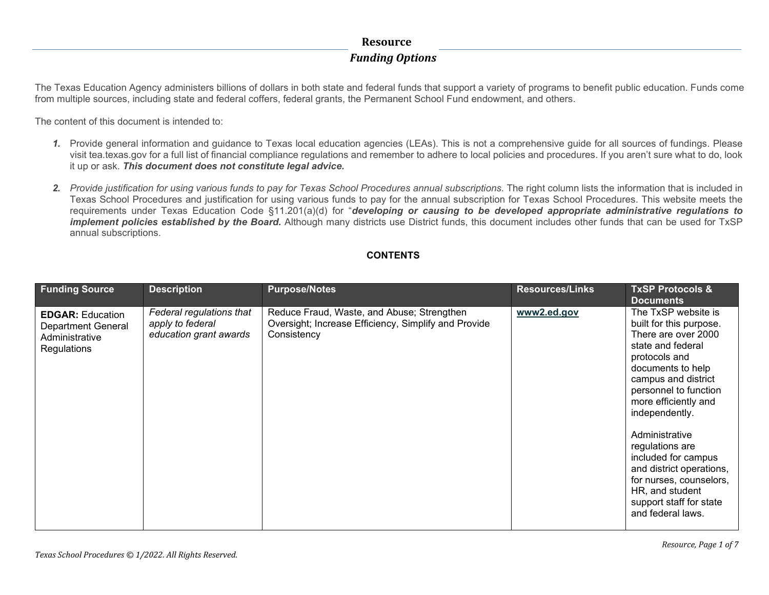# Resource

## *Funding Options*

The Texas Education Agency administers billions of dollars in both state and federal funds that support a variety of programs to benefit public education. Funds come from multiple sources, including state and federal coffers, federal grants, the Permanent School Fund endowment, and others.

The content of this document is intended to:

1. Provide general information and guidance to Texas local education agencies (LEAs). This is not a comprehensive guide for all sources of fundings. Please visit tea.texas.gov for a full list of financial compliance regulations and remember to adhere to local policies and procedures. If you aren't sure what to do, look it up or ask. ***This document does not constitute legal advice.***

2. *Provide justification for using various funds to pay for Texas School Procedures annual subscriptions.* The right column lists the information that is included in Texas School Procedures and justification for using various funds to pay for the annual subscription for Texas School Procedures. This website meets the requirements under Texas Education Code §11.201(a)(d) for "***developing or causing to be developed appropriate administrative regulations to implement policies established by the Board.*** Although many districts use District funds, this document includes other funds that can be used for TxSP annual subscriptions.

**CONTENTS**

| Funding Source | Description | Purpose/Notes | Resources/Links | TxSP Protocols & Documents |
| --- | --- | --- | --- | --- |
| **EDGAR:** Education Department General Administrative Regulations | *Federal regulations that apply to federal education grant awards* | Reduce Fraud, Waste, and Abuse; Strengthen Oversight; Increase Efficiency, Simplify and Provide Consistency | **www2.ed.gov** | The TxSP website is built for this purpose. There are over 2000 state and federal protocols and documents to help campus and district personnel to function more efficiently and independently.<br><br>Administrative regulations are included for campus and district operations, for nurses, counselors, HR, and student support staff for state and federal laws. |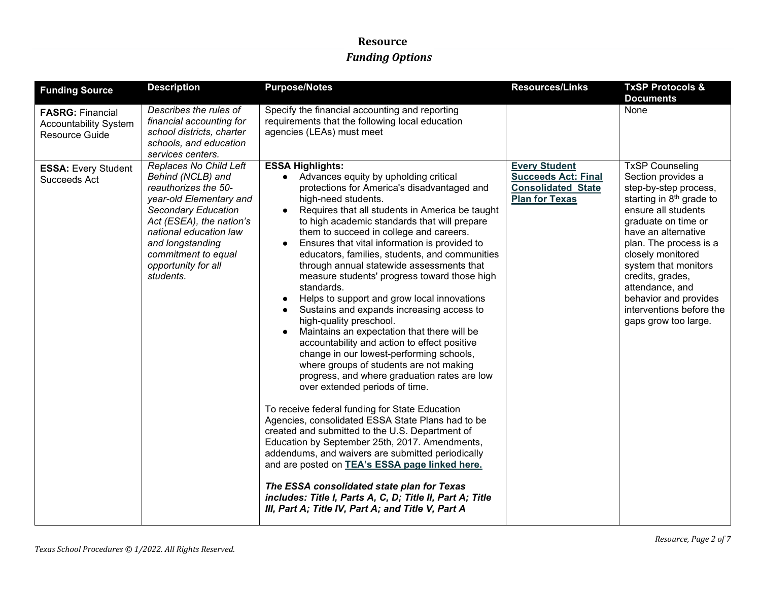# Resource

## *Funding Options*

| Funding Source | Description | Purpose/Notes | Resources/Links | TxSP Protocols & Documents |
| --- | --- | --- | --- | --- |
| **FASRG:** Financial Accountability System Resource Guide | *Describes the rules of financial accounting for school districts, charter schools, and education services centers.* | Specify the financial accounting and reporting requirements that the following local education agencies (LEAs) must meet | | None |
| **ESSA:** Every Student Succeeds Act | *Replaces No Child Left Behind (NCLB) and reauthorizes the 50-year-old Elementary and Secondary Education Act (ESEA), the nation's national education law and longstanding commitment to equal opportunity for all students.* | **ESSA Highlights:**<br>● Advances equity by upholding critical protections for America's disadvantaged and high-need students.<br>● Requires that all students in America be taught to high academic standards that will prepare them to succeed in college and careers.<br>● Ensures that vital information is provided to educators, families, students, and communities through annual statewide assessments that measure students' progress toward those high standards.<br>● Helps to support and grow local innovations<br>● Sustains and expands increasing access to high-quality preschool.<br>● Maintains an expectation that there will be accountability and action to effect positive change in our lowest-performing schools, where groups of students are not making progress, and where graduation rates are low over extended periods of time.<br><br>To receive federal funding for State Education Agencies, consolidated ESSA State Plans had to be created and submitted to the U.S. Department of Education by September 25th, 2017. Amendments, addendums, and waivers are submitted periodically and are posted on **TEA's ESSA page linked here.**<br><br>***The ESSA consolidated state plan for Texas includes: Title I, Parts A, C, D; Title II, Part A; Title III, Part A; Title IV, Part A; and Title V, Part A*** | **Every Student Succeeds Act: Final Consolidated State Plan for Texas** | TxSP Counseling Section provides a step-by-step process, starting in 8th grade to ensure all students graduate on time or have an alternative plan. The process is a closely monitored system that monitors credits, grades, attendance, and behavior and provides interventions before the gaps grow too large. |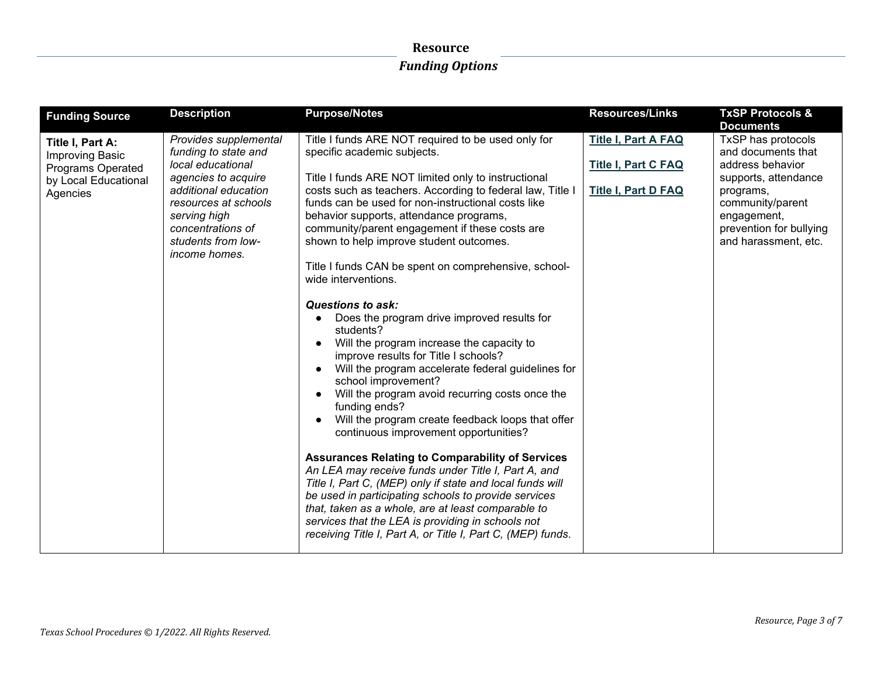## Resource

### *Funding Options*

| Funding Source | Description | Purpose/Notes | Resources/Links | TxSP Protocols & Documents |
|---|---|---|---|---|
| **Title I, Part A:** Improving Basic Programs Operated by Local Educational Agencies | *Provides supplemental funding to state and local educational agencies to acquire additional education resources at schools serving high concentrations of students from low-income homes.* | Title I funds ARE NOT required to be used only for specific academic subjects.<br><br>Title I funds ARE NOT limited only to instructional costs such as teachers. According to federal law, Title I funds can be used for non-instructional costs like behavior supports, attendance programs, community/parent engagement if these costs are shown to help improve student outcomes.<br><br>Title I funds CAN be spent on comprehensive, school-wide interventions.<br><br>***Questions to ask:***<br>● Does the program drive improved results for students?<br>● Will the program increase the capacity to improve results for Title I schools?<br>● Will the program accelerate federal guidelines for school improvement?<br>● Will the program avoid recurring costs once the funding ends?<br>● Will the program create feedback loops that offer continuous improvement opportunities?<br><br>**Assurances Relating to Comparability of Services**<br>*An LEA may receive funds under Title I, Part A, and Title I, Part C, (MEP) only if state and local funds will be used in participating schools to provide services that, taken as a whole, are at least comparable to services that the LEA is providing in schools not receiving Title I, Part A, or Title I, Part C, (MEP) funds.* | **Title I, Part A FAQ**<br><br>**Title I, Part C FAQ**<br><br>**Title I, Part D FAQ** | TxSP has protocols and documents that address behavior supports, attendance programs, community/parent engagement, prevention for bullying and harassment, etc. |

Texas School Procedures © 1/2022. All Rights Reserved.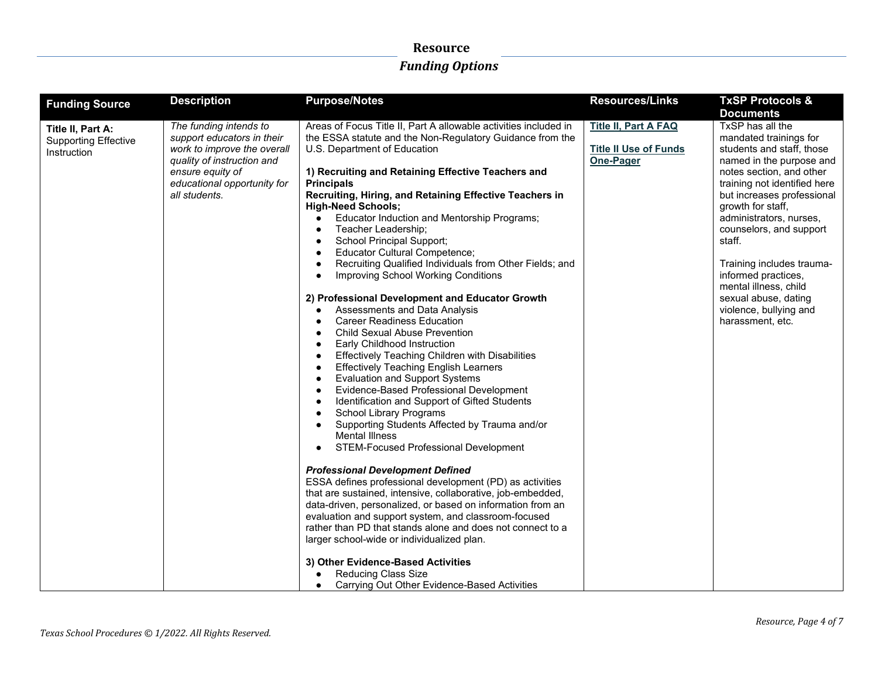## Resource

### *Funding Options*

| Funding Source | Description | Purpose/Notes | Resources/Links | TxSP Protocols & Documents |
|---|---|---|---|---|
| **Title II, Part A:** Supporting Effective Instruction | *The funding intends to support educators in their work to improve the overall quality of instruction and ensure equity of educational opportunity for all students.* | Areas of Focus Title II, Part A allowable activities included in the ESSA statute and the Non-Regulatory Guidance from the U.S. Department of Education<br><br>**1) Recruiting and Retaining Effective Teachers and Principals**<br>**Recruiting, Hiring, and Retaining Effective Teachers in High-Need Schools;**<br>● Educator Induction and Mentorship Programs;<br>● Teacher Leadership;<br>● School Principal Support;<br>● Educator Cultural Competence;<br>● Recruiting Qualified Individuals from Other Fields; and<br>● Improving School Working Conditions<br><br>**2) Professional Development and Educator Growth**<br>● Assessments and Data Analysis<br>● Career Readiness Education<br>● Child Sexual Abuse Prevention<br>● Early Childhood Instruction<br>● Effectively Teaching Children with Disabilities<br>● Effectively Teaching English Learners<br>● Evaluation and Support Systems<br>● Evidence-Based Professional Development<br>● Identification and Support of Gifted Students<br>● School Library Programs<br>● Supporting Students Affected by Trauma and/or Mental Illness<br>● STEM-Focused Professional Development<br><br>***Professional Development Defined***<br>ESSA defines professional development (PD) as activities that are sustained, intensive, collaborative, job-embedded, data-driven, personalized, or based on information from an evaluation and support system, and classroom-focused rather than PD that stands alone and does not connect to a larger school-wide or individualized plan.<br><br>**3) Other Evidence-Based Activities**<br>● Reducing Class Size<br>● Carrying Out Other Evidence-Based Activities | **Title II, Part A FAQ**<br><br>**Title II Use of Funds One-Pager** | TxSP has all the mandated trainings for students and staff, those named in the purpose and notes section, and other training not identified here but increases professional growth for staff, administrators, nurses, counselors, and support staff.<br><br>Training includes trauma-informed practices, mental illness, child sexual abuse, dating violence, bullying and harassment, etc. |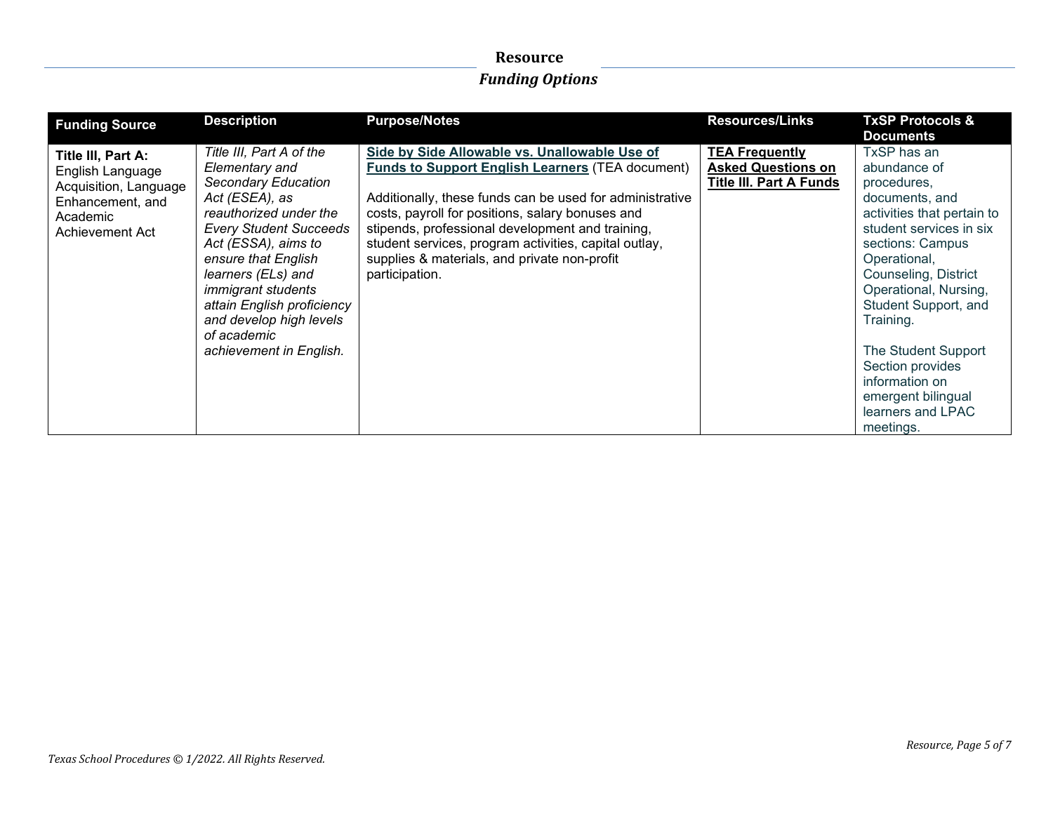# Resource

## *Funding Options*

| Funding Source | Description | Purpose/Notes | Resources/Links | TxSP Protocols & Documents |
|---|---|---|---|---|
| **Title III, Part A:** English Language Acquisition, Language Enhancement, and Academic Achievement Act | *Title III, Part A of the Elementary and Secondary Education Act (ESEA), as reauthorized under the Every Student Succeeds Act (ESSA), aims to ensure that English learners (ELs) and immigrant students attain English proficiency and develop high levels of academic achievement in English.* | **Side by Side Allowable vs. Unallowable Use of Funds to Support English Learners** (TEA document)<br><br>Additionally, these funds can be used for administrative costs, payroll for positions, salary bonuses and stipends, professional development and training, student services, program activities, capital outlay, supplies & materials, and private non-profit participation. | **TEA Frequently Asked Questions on Title III. Part A Funds** | TxSP has an abundance of procedures, documents, and activities that pertain to student services in six sections: Campus Operational, Counseling, District Operational, Nursing, Student Support, and Training.<br><br>The Student Support Section provides information on emergent bilingual learners and LPAC meetings. |

*Texas School Procedures © 1/2022. All Rights Reserved.*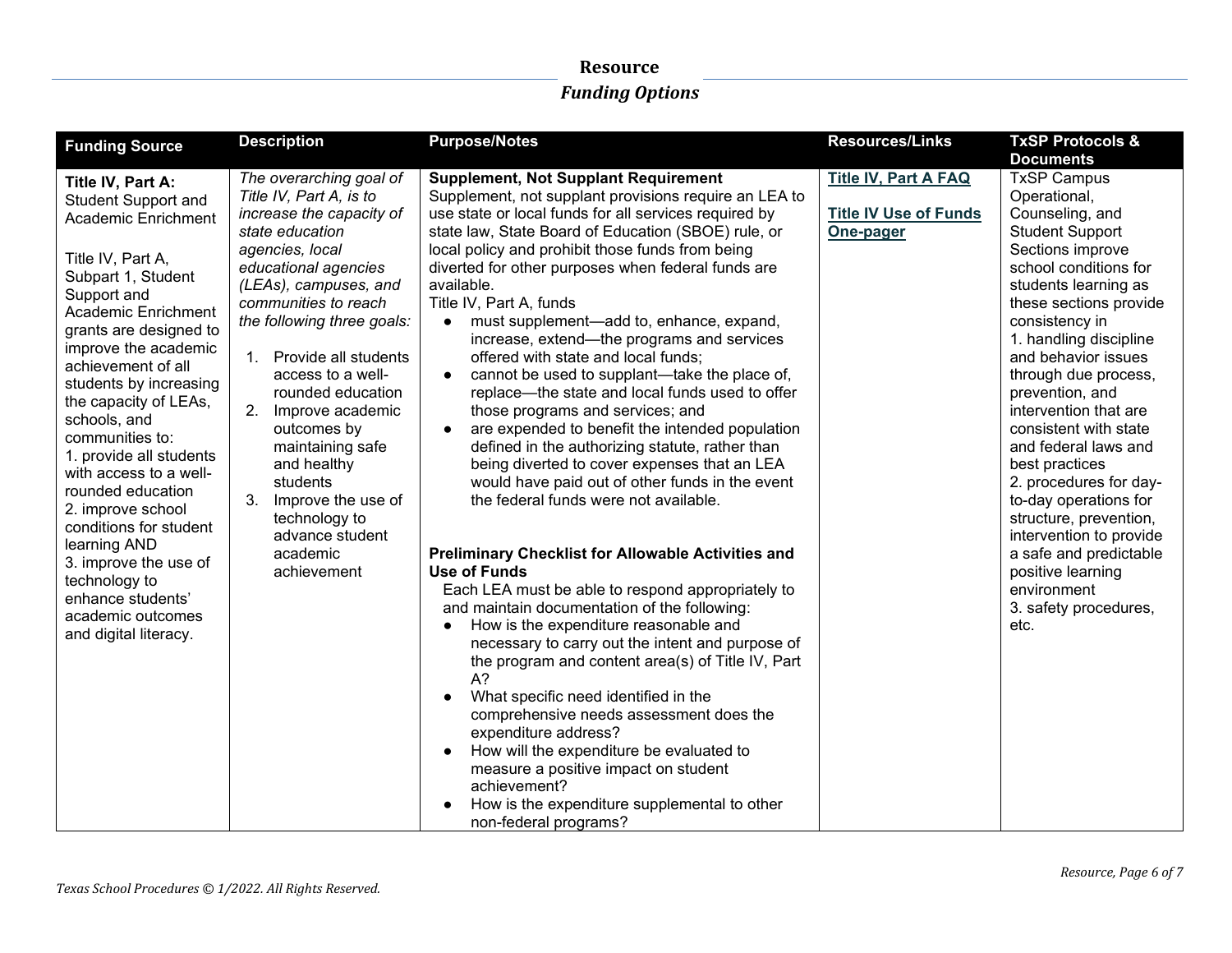## Resource

### *Funding Options*

| Funding Source | Description | Purpose/Notes | Resources/Links | TxSP Protocols & Documents |
|---|---|---|---|---|
| **Title IV, Part A:** Student Support and Academic Enrichment<br><br>Title IV, Part A, Subpart 1, Student Support and Academic Enrichment grants are designed to improve the academic achievement of all students by increasing the capacity of LEAs, schools, and communities to:<br>1. provide all students with access to a well-rounded education<br>2. improve school conditions for student learning AND<br>3. improve the use of technology to enhance students' academic outcomes and digital literacy. | *The overarching goal of Title IV, Part A, is to increase the capacity of state education agencies, local educational agencies (LEAs), campuses, and communities to reach the following three goals:*<br>1. Provide all students access to a well-rounded education<br>2. Improve academic outcomes by maintaining safe and healthy students<br>3. Improve the use of technology to advance student academic achievement | **Supplement, Not Supplant Requirement**<br>Supplement, not supplant provisions require an LEA to use state or local funds for all services required by state law, State Board of Education (SBOE) rule, or local policy and prohibit those funds from being diverted for other purposes when federal funds are available.<br>Title IV, Part A, funds<br>● must supplement—add to, enhance, expand, increase, extend—the programs and services offered with state and local funds;<br>● cannot be used to supplant—take the place of, replace—the state and local funds used to offer those programs and services; and<br>● are expended to benefit the intended population defined in the authorizing statute, rather than being diverted to cover expenses that an LEA would have paid out of other funds in the event the federal funds were not available.<br><br>**Preliminary Checklist for Allowable Activities and Use of Funds**<br>Each LEA must be able to respond appropriately to and maintain documentation of the following:<br>● How is the expenditure reasonable and necessary to carry out the intent and purpose of the program and content area(s) of Title IV, Part A?<br>● What specific need identified in the comprehensive needs assessment does the expenditure address?<br>● How will the expenditure be evaluated to measure a positive impact on student achievement?<br>● How is the expenditure supplemental to other non-federal programs? | **Title IV, Part A FAQ**<br><br>**Title IV Use of Funds One-pager** | TxSP Campus Operational, Counseling, and Student Support Sections improve school conditions for students learning as these sections provide consistency in<br>1. handling discipline and behavior issues through due process, prevention, and intervention that are consistent with state and federal laws and best practices<br>2. procedures for day-to-day operations for structure, prevention, intervention to provide a safe and predictable positive learning environment<br>3. safety procedures, etc. |

*Texas School Procedures © 1/2022. All Rights Reserved.*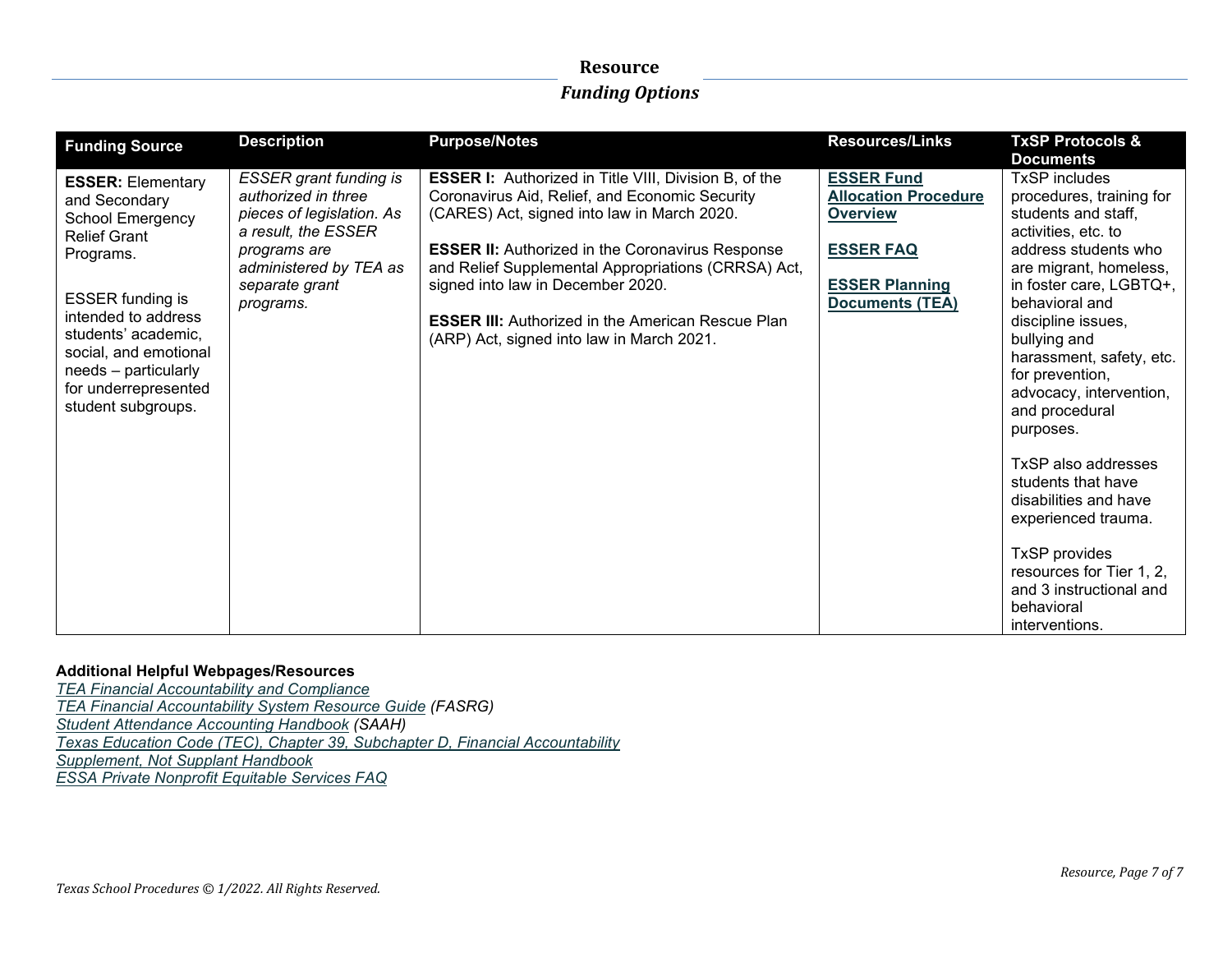# Resource

## *Funding Options*

| Funding Source | Description | Purpose/Notes | Resources/Links | TxSP Protocols & Documents |
|---|---|---|---|---|
| **ESSER:** Elementary and Secondary School Emergency Relief Grant Programs.<br><br>ESSER funding is intended to address students' academic, social, and emotional needs – particularly for underrepresented student subgroups. | *ESSER grant funding is authorized in three pieces of legislation. As a result, the ESSER programs are administered by TEA as separate grant programs.* | **ESSER I:** Authorized in Title VIII, Division B, of the Coronavirus Aid, Relief, and Economic Security (CARES) Act, signed into law in March 2020.<br><br>**ESSER II:** Authorized in the Coronavirus Response and Relief Supplemental Appropriations (CRRSA) Act, signed into law in December 2020.<br><br>**ESSER III:** Authorized in the American Rescue Plan (ARP) Act, signed into law in March 2021. | **ESSER Fund Allocation Procedure Overview**<br><br>**ESSER FAQ**<br><br>**ESSER Planning Documents (TEA)** | TxSP includes procedures, training for students and staff, activities, etc. to address students who are migrant, homeless, in foster care, LGBTQ+, behavioral and discipline issues, bullying and harassment, safety, etc. for prevention, advocacy, intervention, and procedural purposes.<br><br>TxSP also addresses students that have disabilities and have experienced trauma.<br><br>TxSP provides resources for Tier 1, 2, and 3 instructional and behavioral interventions. |

**Additional Helpful Webpages/Resources**

*TEA Financial Accountability and Compliance*
*TEA Financial Accountability System Resource Guide (FASRG)*
*Student Attendance Accounting Handbook (SAAH)*
*Texas Education Code (TEC), Chapter 39, Subchapter D, Financial Accountability*
*Supplement, Not Supplant Handbook*
*ESSA Private Nonprofit Equitable Services FAQ*

*Texas School Procedures © 1/2022. All Rights Reserved.*